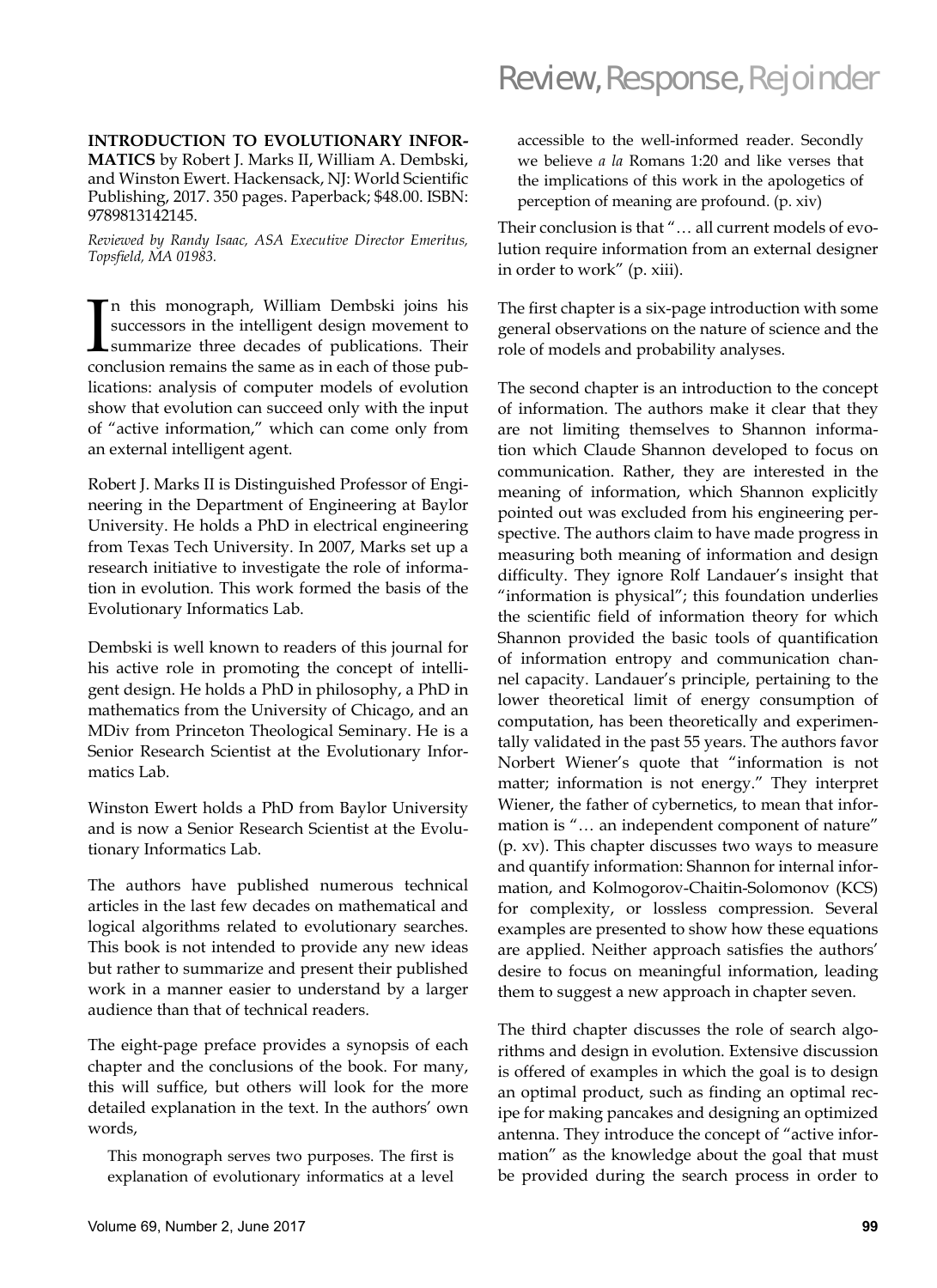# Review, Response, Rejoinder

**INTRODUCTION TO EVOLUTIONARY INFORMATICS** by Robert J. Marks II, William A. Dembski, and Winston Ewert. Hackensack, NJ: World Scientific Publishing, 2017. 350 pages. Paperback; $48.00. ISBN: 9789813142145.

*Reviewed by Randy Isaac, ASA Executive Director Emeritus, Topsfield, MA 01983.*

In this monograph, William Dembski joins his successors in the intelligent design movement to summarize three decades of publications. Their conclusion remains the same as in each of those publications: analysis of computer models of evolution show that evolution can succeed only with the input of "active information," which can come only from an external intelligent agent.

Robert J. Marks II is Distinguished Professor of Engineering in the Department of Engineering at Baylor University. He holds a PhD in electrical engineering from Texas Tech University. In 2007, Marks set up a research initiative to investigate the role of information in evolution. This work formed the basis of the Evolutionary Informatics Lab.

Dembski is well known to readers of this journal for his active role in promoting the concept of intelligent design. He holds a PhD in philosophy, a PhD in mathematics from the University of Chicago, and an MDiv from Princeton Theological Seminary. He is a Senior Research Scientist at the Evolutionary Informatics Lab.

Winston Ewert holds a PhD from Baylor University and is now a Senior Research Scientist at the Evolutionary Informatics Lab.

The authors have published numerous technical articles in the last few decades on mathematical and logical algorithms related to evolutionary searches. This book is not intended to provide any new ideas but rather to summarize and present their published work in a manner easier to understand by a larger audience than that of technical readers.

The eight-page preface provides a synopsis of each chapter and the conclusions of the book. For many, this will suffice, but others will look for the more detailed explanation in the text. In the authors' own words,

> This monograph serves two purposes. The first is explanation of evolutionary informatics at a level accessible to the well-informed reader. Secondly we believe *a la* Romans 1:20 and like verses that the implications of this work in the apologetics of perception of meaning are profound. (p. xiv)

Their conclusion is that "… all current models of evolution require information from an external designer in order to work" (p. xiii).

The first chapter is a six-page introduction with some general observations on the nature of science and the role of models and probability analyses.

The second chapter is an introduction to the concept of information. The authors make it clear that they are not limiting themselves to Shannon information which Claude Shannon developed to focus on communication. Rather, they are interested in the meaning of information, which Shannon explicitly pointed out was excluded from his engineering perspective. The authors claim to have made progress in measuring both meaning of information and design difficulty. They ignore Rolf Landauer's insight that "information is physical"; this foundation underlies the scientific field of information theory for which Shannon provided the basic tools of quantification of information entropy and communication channel capacity. Landauer's principle, pertaining to the lower theoretical limit of energy consumption of computation, has been theoretically and experimentally validated in the past 55 years. The authors favor Norbert Wiener's quote that "information is not matter; information is not energy." They interpret Wiener, the father of cybernetics, to mean that information is "… an independent component of nature" (p. xv). This chapter discusses two ways to measure and quantify information: Shannon for internal information, and Kolmogorov-Chaitin-Solomonov (KCS) for complexity, or lossless compression. Several examples are presented to show how these equations are applied. Neither approach satisfies the authors' desire to focus on meaningful information, leading them to suggest a new approach in chapter seven.

The third chapter discusses the role of search algorithms and design in evolution. Extensive discussion is offered of examples in which the goal is to design an optimal product, such as finding an optimal recipe for making pancakes and designing an optimized antenna. They introduce the concept of "active information" as the knowledge about the goal that must be provided during the search process in order to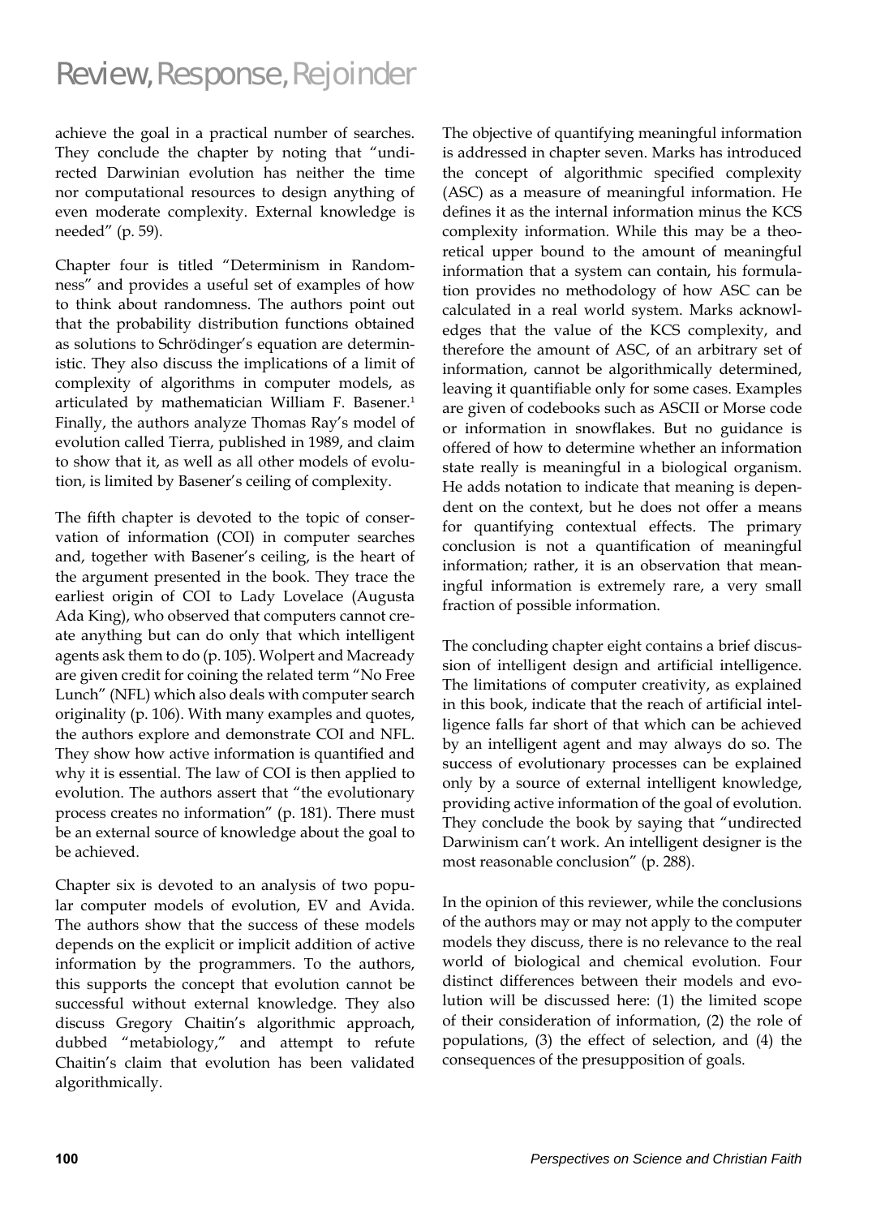achieve the goal in a practical number of searches. They conclude the chapter by noting that "undirected Darwinian evolution has neither the time nor computational resources to design anything of even moderate complexity. External knowledge is needed" (p. 59).

Chapter four is titled "Determinism in Randomness" and provides a useful set of examples of how to think about randomness. The authors point out that the probability distribution functions obtained as solutions to Schrödinger's equation are deterministic. They also discuss the implications of a limit of complexity of algorithms in computer models, as articulated by mathematician William F. Basener.[1] Finally, the authors analyze Thomas Ray's model of evolution called Tierra, published in 1989, and claim to show that it, as well as all other models of evolution, is limited by Basener's ceiling of complexity.

The fifth chapter is devoted to the topic of conservation of information (COI) in computer searches and, together with Basener's ceiling, is the heart of the argument presented in the book. They trace the earliest origin of COI to Lady Lovelace (Augusta Ada King), who observed that computers cannot create anything but can do only that which intelligent agents ask them to do (p. 105). Wolpert and Macready are given credit for coining the related term "No Free Lunch" (NFL) which also deals with computer search originality (p. 106). With many examples and quotes, the authors explore and demonstrate COI and NFL. They show how active information is quantified and why it is essential. The law of COI is then applied to evolution. The authors assert that "the evolutionary process creates no information" (p. 181). There must be an external source of knowledge about the goal to be achieved.

Chapter six is devoted to an analysis of two popular computer models of evolution, EV and Avida. The authors show that the success of these models depends on the explicit or implicit addition of active information by the programmers. To the authors, this supports the concept that evolution cannot be successful without external knowledge. They also discuss Gregory Chaitin's algorithmic approach, dubbed "metabiology," and attempt to refute Chaitin's claim that evolution has been validated algorithmically.

The objective of quantifying meaningful information is addressed in chapter seven. Marks has introduced the concept of algorithmic specified complexity (ASC) as a measure of meaningful information. He defines it as the internal information minus the KCS complexity information. While this may be a theoretical upper bound to the amount of meaningful information that a system can contain, his formulation provides no methodology of how ASC can be calculated in a real world system. Marks acknowledges that the value of the KCS complexity, and therefore the amount of ASC, of an arbitrary set of information, cannot be algorithmically determined, leaving it quantifiable only for some cases. Examples are given of codebooks such as ASCII or Morse code or information in snowflakes. But no guidance is offered of how to determine whether an information state really is meaningful in a biological organism. He adds notation to indicate that meaning is dependent on the context, but he does not offer a means for quantifying contextual effects. The primary conclusion is not a quantification of meaningful information; rather, it is an observation that meaningful information is extremely rare, a very small fraction of possible information.

The concluding chapter eight contains a brief discussion of intelligent design and artificial intelligence. The limitations of computer creativity, as explained in this book, indicate that the reach of artificial intelligence falls far short of that which can be achieved by an intelligent agent and may always do so. The success of evolutionary processes can be explained only by a source of external intelligent knowledge, providing active information of the goal of evolution. They conclude the book by saying that "undirected Darwinism can't work. An intelligent designer is the most reasonable conclusion" (p. 288).

In the opinion of this reviewer, while the conclusions of the authors may or may not apply to the computer models they discuss, there is no relevance to the real world of biological and chemical evolution. Four distinct differences between their models and evolution will be discussed here: (1) the limited scope of their consideration of information, (2) the role of populations, (3) the effect of selection, and (4) the consequences of the presupposition of goals.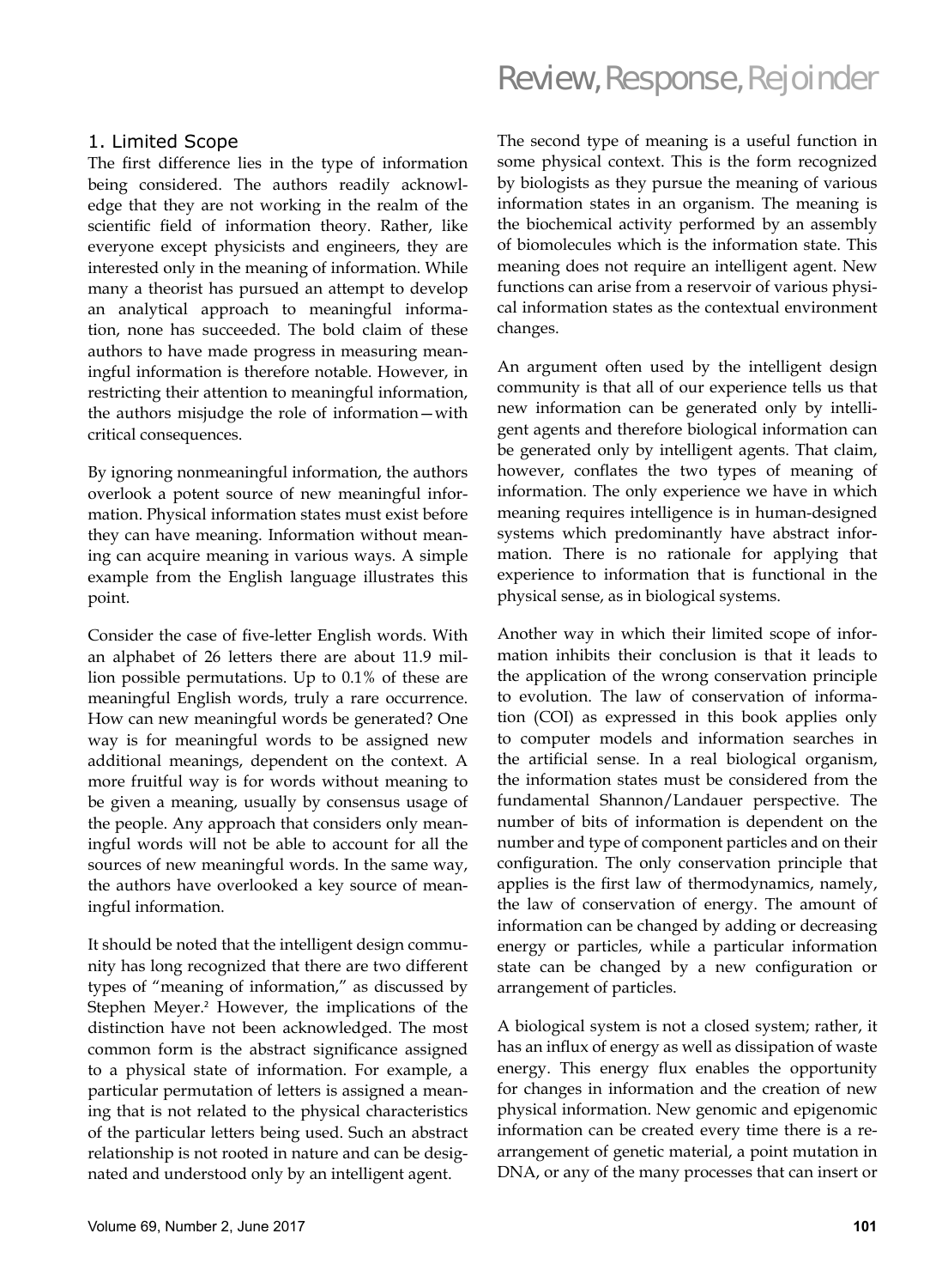## 1. Limited Scope

The first difference lies in the type of information being considered. The authors readily acknowledge that they are not working in the realm of the scientific field of information theory. Rather, like everyone except physicists and engineers, they are interested only in the meaning of information. While many a theorist has pursued an attempt to develop an analytical approach to meaningful information, none has succeeded. The bold claim of these authors to have made progress in measuring meaningful information is therefore notable. However, in restricting their attention to meaningful information, the authors misjudge the role of information—with critical consequences.

By ignoring nonmeaningful information, the authors overlook a potent source of new meaningful information. Physical information states must exist before they can have meaning. Information without meaning can acquire meaning in various ways. A simple example from the English language illustrates this point.

Consider the case of five-letter English words. With an alphabet of 26 letters there are about 11.9 million possible permutations. Up to 0.1% of these are meaningful English words, truly a rare occurrence. How can new meaningful words be generated? One way is for meaningful words to be assigned new additional meanings, dependent on the context. A more fruitful way is for words without meaning to be given a meaning, usually by consensus usage of the people. Any approach that considers only meaningful words will not be able to account for all the sources of new meaningful words. In the same way, the authors have overlooked a key source of meaningful information.

It should be noted that the intelligent design community has long recognized that there are two different types of "meaning of information," as discussed by Stephen Meyer.[2] However, the implications of the distinction have not been acknowledged. The most common form is the abstract significance assigned to a physical state of information. For example, a particular permutation of letters is assigned a meaning that is not related to the physical characteristics of the particular letters being used. Such an abstract relationship is not rooted in nature and can be designated and understood only by an intelligent agent.

The second type of meaning is a useful function in some physical context. This is the form recognized by biologists as they pursue the meaning of various information states in an organism. The meaning is the biochemical activity performed by an assembly of biomolecules which is the information state. This meaning does not require an intelligent agent. New functions can arise from a reservoir of various physical information states as the contextual environment changes.

An argument often used by the intelligent design community is that all of our experience tells us that new information can be generated only by intelligent agents and therefore biological information can be generated only by intelligent agents. That claim, however, conflates the two types of meaning of information. The only experience we have in which meaning requires intelligence is in human-designed systems which predominantly have abstract information. There is no rationale for applying that experience to information that is functional in the physical sense, as in biological systems.

Another way in which their limited scope of information inhibits their conclusion is that it leads to the application of the wrong conservation principle to evolution. The law of conservation of information (COI) as expressed in this book applies only to computer models and information searches in the artificial sense. In a real biological organism, the information states must be considered from the fundamental Shannon/Landauer perspective. The number of bits of information is dependent on the number and type of component particles and on their configuration. The only conservation principle that applies is the first law of thermodynamics, namely, the law of conservation of energy. The amount of information can be changed by adding or decreasing energy or particles, while a particular information state can be changed by a new configuration or arrangement of particles.

A biological system is not a closed system; rather, it has an influx of energy as well as dissipation of waste energy. This energy flux enables the opportunity for changes in information and the creation of new physical information. New genomic and epigenomic information can be created every time there is a rearrangement of genetic material, a point mutation in DNA, or any of the many processes that can insert or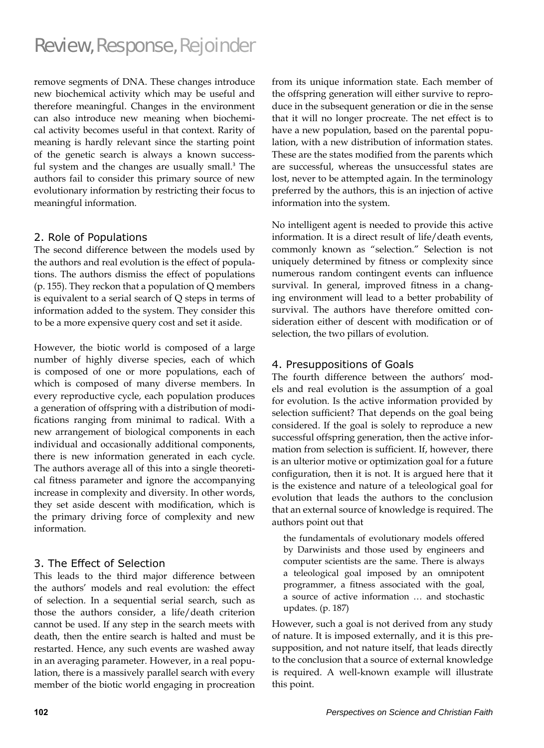remove segments of DNA. These changes introduce new biochemical activity which may be useful and therefore meaningful. Changes in the environment can also introduce new meaning when biochemical activity becomes useful in that context. Rarity of meaning is hardly relevant since the starting point of the genetic search is always a known successful system and the changes are usually small.[3] The authors fail to consider this primary source of new evolutionary information by restricting their focus to meaningful information.

## 2. Role of Populations

The second difference between the models used by the authors and real evolution is the effect of populations. The authors dismiss the effect of populations (p. 155). They reckon that a population of Q members is equivalent to a serial search of Q steps in terms of information added to the system. They consider this to be a more expensive query cost and set it aside.

However, the biotic world is composed of a large number of highly diverse species, each of which is composed of one or more populations, each of which is composed of many diverse members. In every reproductive cycle, each population produces a generation of offspring with a distribution of modifications ranging from minimal to radical. With a new arrangement of biological components in each individual and occasionally additional components, there is new information generated in each cycle. The authors average all of this into a single theoretical fitness parameter and ignore the accompanying increase in complexity and diversity. In other words, they set aside descent with modification, which is the primary driving force of complexity and new information.

## 3. The Effect of Selection

This leads to the third major difference between the authors' models and real evolution: the effect of selection. In a sequential serial search, such as those the authors consider, a life/death criterion cannot be used. If any step in the search meets with death, then the entire search is halted and must be restarted. Hence, any such events are washed away in an averaging parameter. However, in a real population, there is a massively parallel search with every member of the biotic world engaging in procreation from its unique information state. Each member of the offspring generation will either survive to reproduce in the subsequent generation or die in the sense that it will no longer procreate. The net effect is to have a new population, based on the parental population, with a new distribution of information states. These are the states modified from the parents which are successful, whereas the unsuccessful states are lost, never to be attempted again. In the terminology preferred by the authors, this is an injection of active information into the system.

No intelligent agent is needed to provide this active information. It is a direct result of life/death events, commonly known as "selection." Selection is not uniquely determined by fitness or complexity since numerous random contingent events can influence survival. In general, improved fitness in a changing environment will lead to a better probability of survival. The authors have therefore omitted consideration either of descent with modification or of selection, the two pillars of evolution.

## 4. Presuppositions of Goals

The fourth difference between the authors' models and real evolution is the assumption of a goal for evolution. Is the active information provided by selection sufficient? That depends on the goal being considered. If the goal is solely to reproduce a new successful offspring generation, then the active information from selection is sufficient. If, however, there is an ulterior motive or optimization goal for a future configuration, then it is not. It is argued here that it is the existence and nature of a teleological goal for evolution that leads the authors to the conclusion that an external source of knowledge is required. The authors point out that

> the fundamentals of evolutionary models offered by Darwinists and those used by engineers and computer scientists are the same. There is always a teleological goal imposed by an omnipotent programmer, a fitness associated with the goal, a source of active information … and stochastic updates. (p. 187)

However, such a goal is not derived from any study of nature. It is imposed externally, and it is this presupposition, and not nature itself, that leads directly to the conclusion that a source of external knowledge is required. A well-known example will illustrate this point.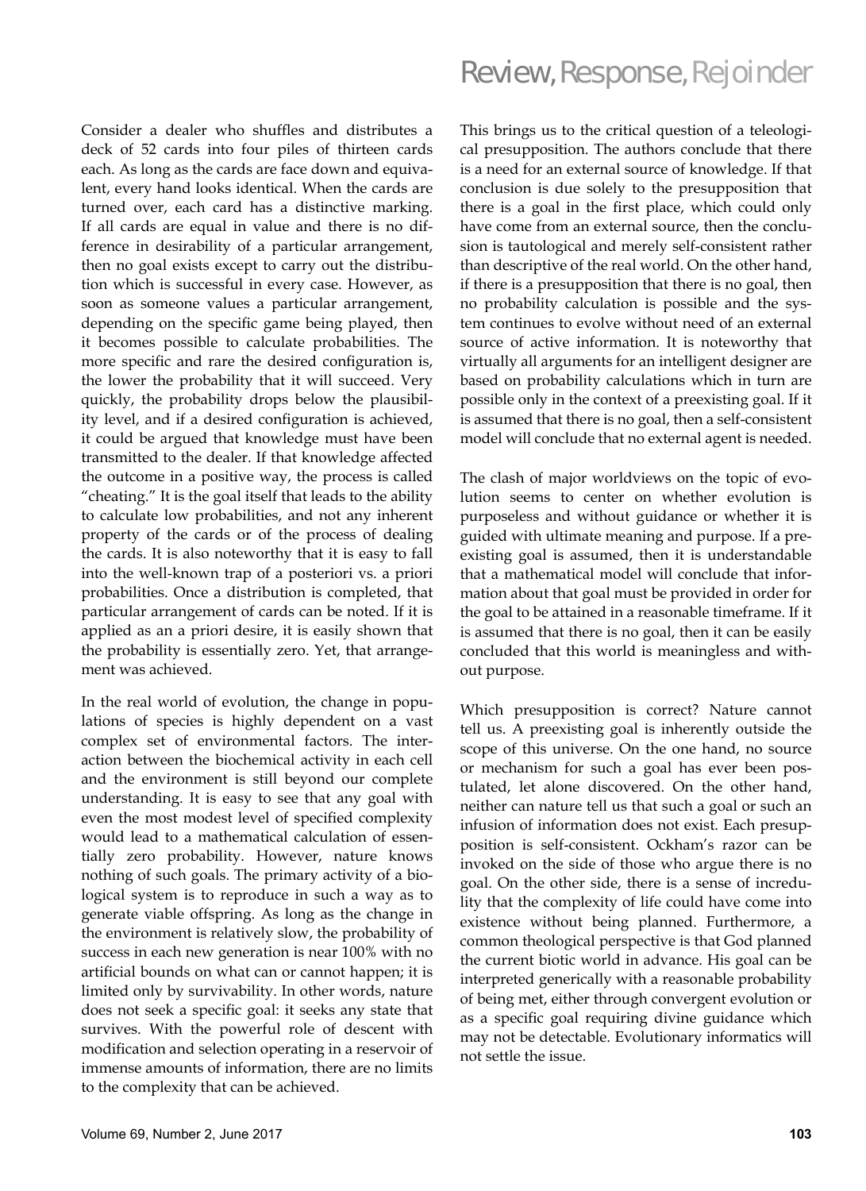Consider a dealer who shuffles and distributes a deck of 52 cards into four piles of thirteen cards each. As long as the cards are face down and equivalent, every hand looks identical. When the cards are turned over, each card has a distinctive marking. If all cards are equal in value and there is no difference in desirability of a particular arrangement, then no goal exists except to carry out the distribution which is successful in every case. However, as soon as someone values a particular arrangement, depending on the specific game being played, then it becomes possible to calculate probabilities. The more specific and rare the desired configuration is, the lower the probability that it will succeed. Very quickly, the probability drops below the plausibility level, and if a desired configuration is achieved, it could be argued that knowledge must have been transmitted to the dealer. If that knowledge affected the outcome in a positive way, the process is called "cheating." It is the goal itself that leads to the ability to calculate low probabilities, and not any inherent property of the cards or of the process of dealing the cards. It is also noteworthy that it is easy to fall into the well-known trap of a posteriori vs. a priori probabilities. Once a distribution is completed, that particular arrangement of cards can be noted. If it is applied as an a priori desire, it is easily shown that the probability is essentially zero. Yet, that arrangement was achieved.

In the real world of evolution, the change in populations of species is highly dependent on a vast complex set of environmental factors. The interaction between the biochemical activity in each cell and the environment is still beyond our complete understanding. It is easy to see that any goal with even the most modest level of specified complexity would lead to a mathematical calculation of essentially zero probability. However, nature knows nothing of such goals. The primary activity of a biological system is to reproduce in such a way as to generate viable offspring. As long as the change in the environment is relatively slow, the probability of success in each new generation is near 100% with no artificial bounds on what can or cannot happen; it is limited only by survivability. In other words, nature does not seek a specific goal: it seeks any state that survives. With the powerful role of descent with modification and selection operating in a reservoir of immense amounts of information, there are no limits to the complexity that can be achieved.

This brings us to the critical question of a teleological presupposition. The authors conclude that there is a need for an external source of knowledge. If that conclusion is due solely to the presupposition that there is a goal in the first place, which could only have come from an external source, then the conclusion is tautological and merely self-consistent rather than descriptive of the real world. On the other hand, if there is a presupposition that there is no goal, then no probability calculation is possible and the system continues to evolve without need of an external source of active information. It is noteworthy that virtually all arguments for an intelligent designer are based on probability calculations which in turn are possible only in the context of a preexisting goal. If it is assumed that there is no goal, then a self-consistent model will conclude that no external agent is needed.

The clash of major worldviews on the topic of evolution seems to center on whether evolution is purposeless and without guidance or whether it is guided with ultimate meaning and purpose. If a preexisting goal is assumed, then it is understandable that a mathematical model will conclude that information about that goal must be provided in order for the goal to be attained in a reasonable timeframe. If it is assumed that there is no goal, then it can be easily concluded that this world is meaningless and without purpose.

Which presupposition is correct? Nature cannot tell us. A preexisting goal is inherently outside the scope of this universe. On the one hand, no source or mechanism for such a goal has ever been postulated, let alone discovered. On the other hand, neither can nature tell us that such a goal or such an infusion of information does not exist. Each presupposition is self-consistent. Ockham's razor can be invoked on the side of those who argue there is no goal. On the other side, there is a sense of incredulity that the complexity of life could have come into existence without being planned. Furthermore, a common theological perspective is that God planned the current biotic world in advance. His goal can be interpreted generically with a reasonable probability of being met, either through convergent evolution or as a specific goal requiring divine guidance which may not be detectable. Evolutionary informatics will not settle the issue.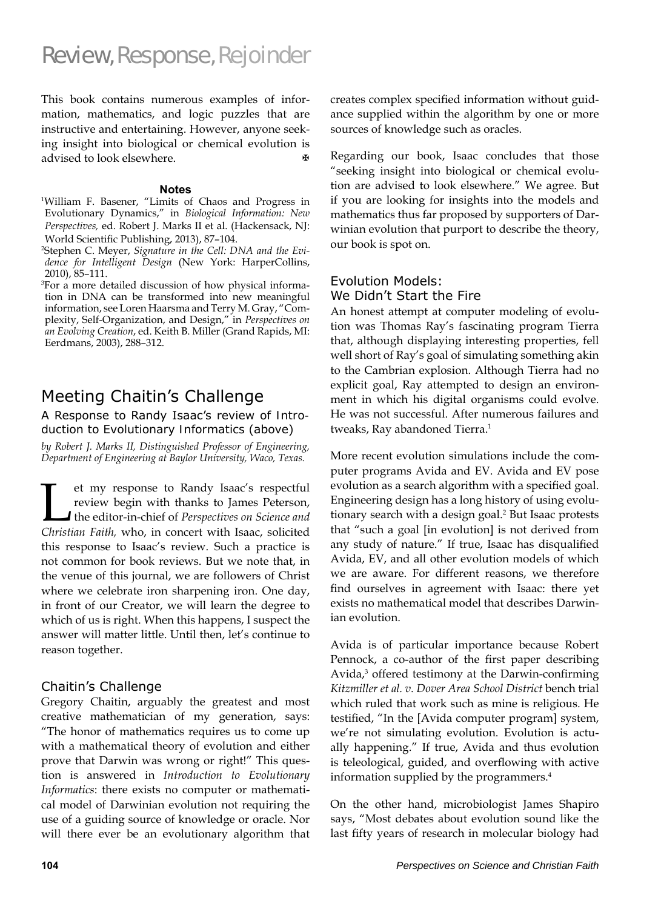# Review, Response, Rejoinder

This book contains numerous examples of information, mathematics, and logic puzzles that are instructive and entertaining. However, anyone seeking insight into biological or chemical evolution is advised to look elsewhere. ✠

### Notes

[1]William F. Basener, "Limits of Chaos and Progress in Evolutionary Dynamics," in *Biological Information: New Perspectives,* ed. Robert J. Marks II et al. (Hackensack, NJ: World Scientific Publishing, 2013), 87–104.

[2]Stephen C. Meyer, *Signature in the Cell: DNA and the Evidence for Intelligent Design* (New York: HarperCollins, 2010), 85–111.

[3]For a more detailed discussion of how physical information in DNA can be transformed into new meaningful information, see Loren Haarsma and Terry M. Gray, "Complexity, Self-Organization, and Design," in *Perspectives on an Evolving Creation*, ed. Keith B. Miller (Grand Rapids, MI: Eerdmans, 2003), 288–312.

## Meeting Chaitin's Challenge

### A Response to Randy Isaac's review of Introduction to Evolutionary Informatics (above)

*by Robert J. Marks II, Distinguished Professor of Engineering, Department of Engineering at Baylor University, Waco, Texas.*

Let my response to Randy Isaac's respectful review begin with thanks to James Peterson, the editor-in-chief of *Perspectives on Science and Christian Faith,* who, in concert with Isaac, solicited this response to Isaac's review. Such a practice is not common for book reviews. But we note that, in the venue of this journal, we are followers of Christ where we celebrate iron sharpening iron. One day, in front of our Creator, we will learn the degree to which of us is right. When this happens, I suspect the answer will matter little. Until then, let's continue to reason together.

### Chaitin's Challenge

Gregory Chaitin, arguably the greatest and most creative mathematician of my generation, says: "The honor of mathematics requires us to come up with a mathematical theory of evolution and either prove that Darwin was wrong or right!" This question is answered in *Introduction to Evolutionary Informatics*: there exists no computer or mathematical model of Darwinian evolution not requiring the use of a guiding source of knowledge or oracle. Nor will there ever be an evolutionary algorithm that creates complex specified information without guidance supplied within the algorithm by one or more sources of knowledge such as oracles.

Regarding our book, Isaac concludes that those "seeking insight into biological or chemical evolution are advised to look elsewhere." We agree. But if you are looking for insights into the models and mathematics thus far proposed by supporters of Darwinian evolution that purport to describe the theory, our book is spot on.

### Evolution Models: We Didn't Start the Fire

An honest attempt at computer modeling of evolution was Thomas Ray's fascinating program Tierra that, although displaying interesting properties, fell well short of Ray's goal of simulating something akin to the Cambrian explosion. Although Tierra had no explicit goal, Ray attempted to design an environment in which his digital organisms could evolve. He was not successful. After numerous failures and tweaks, Ray abandoned Tierra.[1]

More recent evolution simulations include the computer programs Avida and EV. Avida and EV pose evolution as a search algorithm with a specified goal. Engineering design has a long history of using evolutionary search with a design goal.[2] But Isaac protests that "such a goal [in evolution] is not derived from any study of nature." If true, Isaac has disqualified Avida, EV, and all other evolution models of which we are aware. For different reasons, we therefore find ourselves in agreement with Isaac: there yet exists no mathematical model that describes Darwinian evolution.

Avida is of particular importance because Robert Pennock, a co-author of the first paper describing Avida,[3] offered testimony at the Darwin-confirming *Kitzmiller et al. v. Dover Area School District* bench trial which ruled that work such as mine is religious. He testified, "In the [Avida computer program] system, we're not simulating evolution. Evolution is actually happening." If true, Avida and thus evolution is teleological, guided, and overflowing with active information supplied by the programmers.[4]

On the other hand, microbiologist James Shapiro says, "Most debates about evolution sound like the last fifty years of research in molecular biology had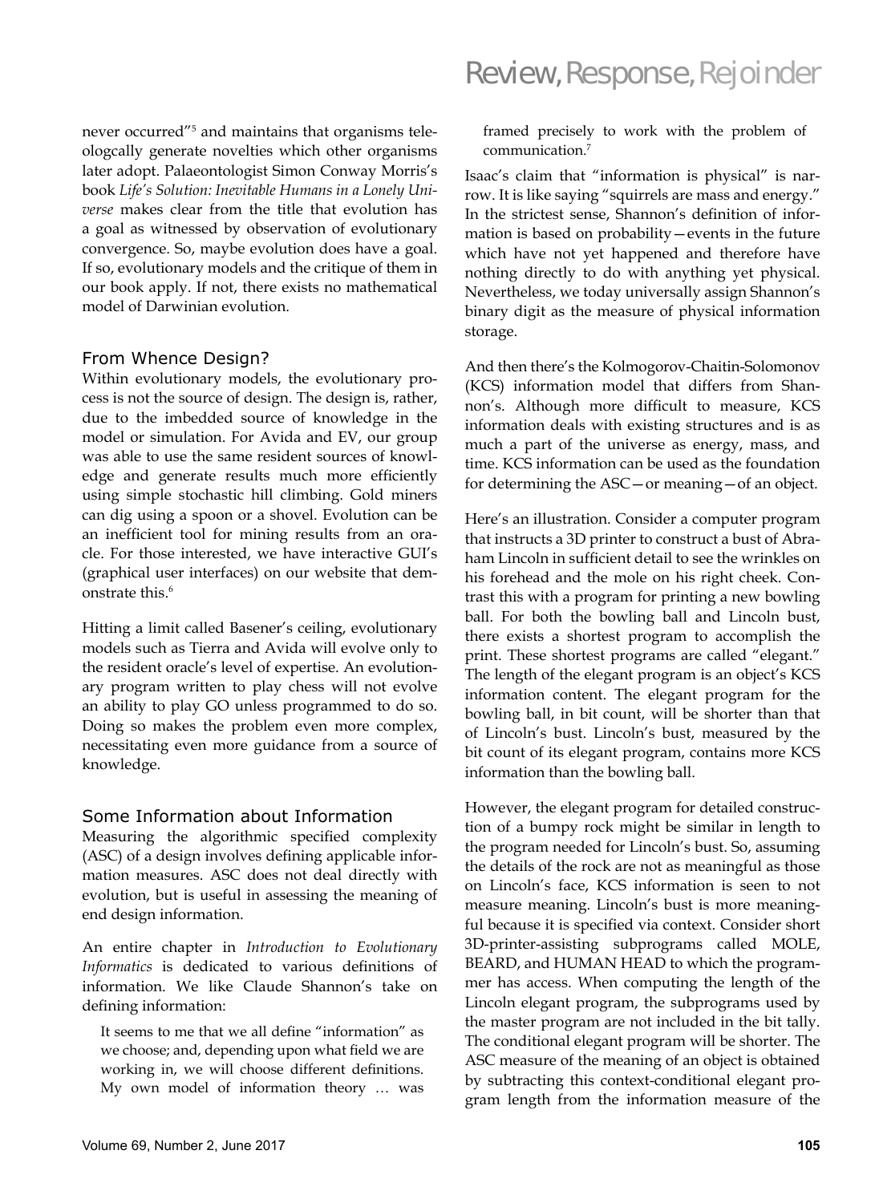never occurred"[5] and maintains that organisms teleologcally generate novelties which other organisms later adopt. Palaeontologist Simon Conway Morris's book *Life's Solution: Inevitable Humans in a Lonely Universe* makes clear from the title that evolution has a goal as witnessed by observation of evolutionary convergence. So, maybe evolution does have a goal. If so, evolutionary models and the critique of them in our book apply. If not, there exists no mathematical model of Darwinian evolution.

## From Whence Design?

Within evolutionary models, the evolutionary process is not the source of design. The design is, rather, due to the imbedded source of knowledge in the model or simulation. For Avida and EV, our group was able to use the same resident sources of knowledge and generate results much more efficiently using simple stochastic hill climbing. Gold miners can dig using a spoon or a shovel. Evolution can be an inefficient tool for mining results from an oracle. For those interested, we have interactive GUI's (graphical user interfaces) on our website that demonstrate this.[6]

Hitting a limit called Basener's ceiling, evolutionary models such as Tierra and Avida will evolve only to the resident oracle's level of expertise. An evolutionary program written to play chess will not evolve an ability to play GO unless programmed to do so. Doing so makes the problem even more complex, necessitating even more guidance from a source of knowledge.

## Some Information about Information

Measuring the algorithmic specified complexity (ASC) of a design involves defining applicable information measures. ASC does not deal directly with evolution, but is useful in assessing the meaning of end design information.

An entire chapter in *Introduction to Evolutionary Informatics* is dedicated to various definitions of information. We like Claude Shannon's take on defining information:

> It seems to me that we all define "information" as we choose; and, depending upon what field we are working in, we will choose different definitions. My own model of information theory … was framed precisely to work with the problem of communication.[7]

Isaac's claim that "information is physical" is narrow. It is like saying "squirrels are mass and energy." In the strictest sense, Shannon's definition of information is based on probability—events in the future which have not yet happened and therefore have nothing directly to do with anything yet physical. Nevertheless, we today universally assign Shannon's binary digit as the measure of physical information storage.

And then there's the Kolmogorov-Chaitin-Solomonov (KCS) information model that differs from Shannon's. Although more difficult to measure, KCS information deals with existing structures and is as much a part of the universe as energy, mass, and time. KCS information can be used as the foundation for determining the ASC—or meaning—of an object.

Here's an illustration. Consider a computer program that instructs a 3D printer to construct a bust of Abraham Lincoln in sufficient detail to see the wrinkles on his forehead and the mole on his right cheek. Contrast this with a program for printing a new bowling ball. For both the bowling ball and Lincoln bust, there exists a shortest program to accomplish the print. These shortest programs are called "elegant." The length of the elegant program is an object's KCS information content. The elegant program for the bowling ball, in bit count, will be shorter than that of Lincoln's bust. Lincoln's bust, measured by the bit count of its elegant program, contains more KCS information than the bowling ball.

However, the elegant program for detailed construction of a bumpy rock might be similar in length to the program needed for Lincoln's bust. So, assuming the details of the rock are not as meaningful as those on Lincoln's face, KCS information is seen to not measure meaning. Lincoln's bust is more meaningful because it is specified via context. Consider short 3D-printer-assisting subprograms called MOLE, BEARD, and HUMAN HEAD to which the programmer has access. When computing the length of the Lincoln elegant program, the subprograms used by the master program are not included in the bit tally. The conditional elegant program will be shorter. The ASC measure of the meaning of an object is obtained by subtracting this context-conditional elegant program length from the information measure of the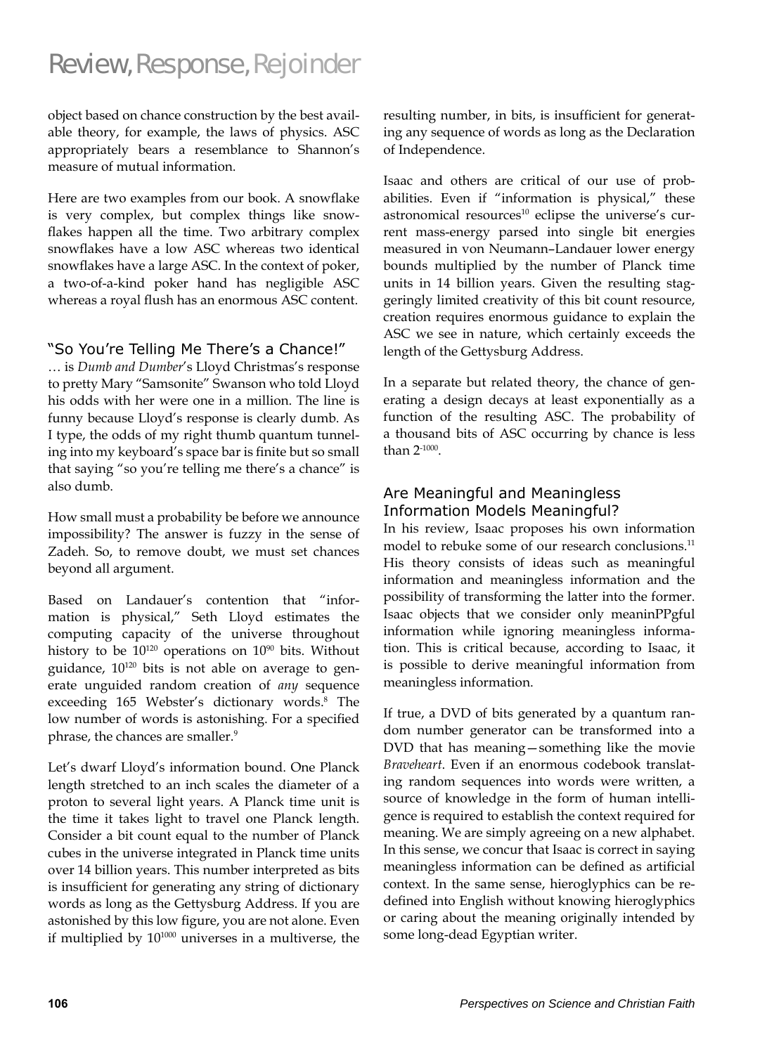object based on chance construction by the best available theory, for example, the laws of physics. ASC appropriately bears a resemblance to Shannon's measure of mutual information.

Here are two examples from our book. A snowflake is very complex, but complex things like snowflakes happen all the time. Two arbitrary complex snowflakes have a low ASC whereas two identical snowflakes have a large ASC. In the context of poker, a two-of-a-kind poker hand has negligible ASC whereas a royal flush has an enormous ASC content.

## "So You're Telling Me There's a Chance!"

… is *Dumb and Dumber*'s Lloyd Christmas's response to pretty Mary "Samsonite" Swanson who told Lloyd his odds with her were one in a million. The line is funny because Lloyd's response is clearly dumb. As I type, the odds of my right thumb quantum tunneling into my keyboard's space bar is finite but so small that saying "so you're telling me there's a chance" is also dumb.

How small must a probability be before we announce impossibility? The answer is fuzzy in the sense of Zadeh. So, to remove doubt, we must set chances beyond all argument.

Based on Landauer's contention that "information is physical," Seth Lloyd estimates the computing capacity of the universe throughout history to be $10^{120}$ operations on $10^{90}$ bits. Without guidance, $10^{120}$ bits is not able on average to generate unguided random creation of *any* sequence exceeding 165 Webster's dictionary words.[8] The low number of words is astonishing. For a specified phrase, the chances are smaller.[9]

Let's dwarf Lloyd's information bound. One Planck length stretched to an inch scales the diameter of a proton to several light years. A Planck time unit is the time it takes light to travel one Planck length. Consider a bit count equal to the number of Planck cubes in the universe integrated in Planck time units over 14 billion years. This number interpreted as bits is insufficient for generating any string of dictionary words as long as the Gettysburg Address. If you are astonished by this low figure, you are not alone. Even if multiplied by $10^{1000}$ universes in a multiverse, the resulting number, in bits, is insufficient for generating any sequence of words as long as the Declaration of Independence.

Isaac and others are critical of our use of probabilities. Even if "information is physical," these astronomical resources[10] eclipse the universe's current mass-energy parsed into single bit energies measured in von Neumann–Landauer lower energy bounds multiplied by the number of Planck time units in 14 billion years. Given the resulting staggeringly limited creativity of this bit count resource, creation requires enormous guidance to explain the ASC we see in nature, which certainly exceeds the length of the Gettysburg Address.

In a separate but related theory, the chance of generating a design decays at least exponentially as a function of the resulting ASC. The probability of a thousand bits of ASC occurring by chance is less than $2^{-1000}$.

## Are Meaningful and Meaningless Information Models Meaningful?

In his review, Isaac proposes his own information model to rebuke some of our research conclusions.[11] His theory consists of ideas such as meaningful information and meaningless information and the possibility of transforming the latter into the former. Isaac objects that we consider only meaninPPgful information while ignoring meaningless information. This is critical because, according to Isaac, it is possible to derive meaningful information from meaningless information.

If true, a DVD of bits generated by a quantum random number generator can be transformed into a DVD that has meaning—something like the movie *Braveheart*. Even if an enormous codebook translating random sequences into words were written, a source of knowledge in the form of human intelligence is required to establish the context required for meaning. We are simply agreeing on a new alphabet. In this sense, we concur that Isaac is correct in saying meaningless information can be defined as artificial context. In the same sense, hieroglyphics can be redefined into English without knowing hieroglyphics or caring about the meaning originally intended by some long-dead Egyptian writer.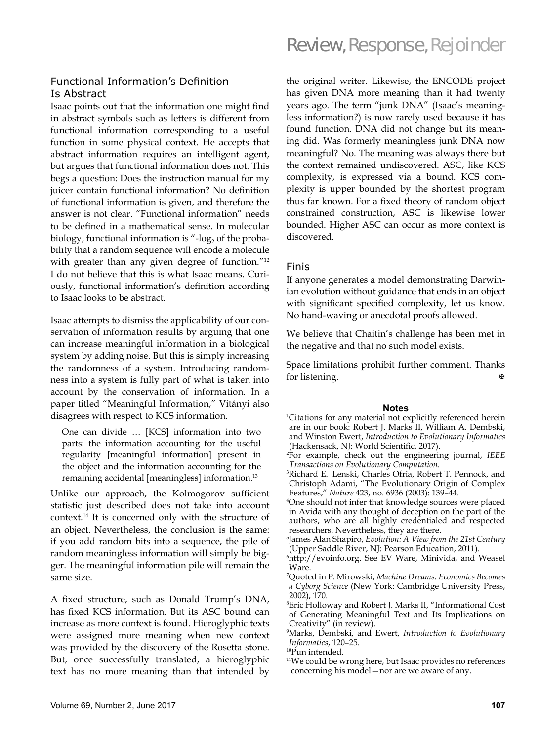## Functional Information's Definition Is Abstract

Isaac points out that the information one might find in abstract symbols such as letters is different from functional information corresponding to a useful function in some physical context. He accepts that abstract information requires an intelligent agent, but argues that functional information does not. This begs a question: Does the instruction manual for my juicer contain functional information? No definition of functional information is given, and therefore the answer is not clear. "Functional information" needs to be defined in a mathematical sense. In molecular biology, functional information is "-$\log_2$ of the probability that a random sequence will encode a molecule with greater than any given degree of function."[12] I do not believe that this is what Isaac means. Curiously, functional information's definition according to Isaac looks to be abstract.

Isaac attempts to dismiss the applicability of our conservation of information results by arguing that one can increase meaningful information in a biological system by adding noise. But this is simply increasing the randomness of a system. Introducing randomness into a system is fully part of what is taken into account by the conservation of information. In a paper titled "Meaningful Information," Vitányi also disagrees with respect to KCS information.

> One can divide … [KCS] information into two parts: the information accounting for the useful regularity [meaningful information] present in the object and the information accounting for the remaining accidental [meaningless] information.[13]

Unlike our approach, the Kolmogorov sufficient statistic just described does not take into account context.[14] It is concerned only with the structure of an object. Nevertheless, the conclusion is the same: if you add random bits into a sequence, the pile of random meaningless information will simply be bigger. The meaningful information pile will remain the same size.

A fixed structure, such as Donald Trump's DNA, has fixed KCS information. But its ASC bound can increase as more context is found. Hieroglyphic texts were assigned more meaning when new context was provided by the discovery of the Rosetta stone. But, once successfully translated, a hieroglyphic text has no more meaning than that intended by the original writer. Likewise, the ENCODE project has given DNA more meaning than it had twenty years ago. The term "junk DNA" (Isaac's meaningless information?) is now rarely used because it has found function. DNA did not change but its meaning did. Was formerly meaningless junk DNA now meaningful? No. The meaning was always there but the context remained undiscovered. ASC, like KCS complexity, is expressed via a bound. KCS complexity is upper bounded by the shortest program thus far known. For a fixed theory of random object constrained construction, ASC is likewise lower bounded. Higher ASC can occur as more context is discovered.

## Finis

If anyone generates a model demonstrating Darwinian evolution without guidance that ends in an object with significant specified complexity, let us know. No hand-waving or anecdotal proofs allowed.

We believe that Chaitin's challenge has been met in the negative and that no such model exists.

Space limitations prohibit further comment. Thanks for listening. ✠

### Notes

[1]Citations for any material not explicitly referenced herein are in our book: Robert J. Marks II, William A. Dembski, and Winston Ewert, *Introduction to Evolutionary Informatics* (Hackensack, NJ: World Scientific, 2017).

[2]For example, check out the engineering journal, *IEEE Transactions on Evolutionary Computation.*

[3]Richard E. Lenski, Charles Ofria, Robert T. Pennock, and Christoph Adami, "The Evolutionary Origin of Complex Features," *Nature* 423, no. 6936 (2003): 139–44.

[4]One should not infer that knowledge sources were placed in Avida with any thought of deception on the part of the authors, who are all highly credentialed and respected researchers. Nevertheless, they are there.

[5]James Alan Shapiro, *Evolution: A View from the 21st Century* (Upper Saddle River, NJ: Pearson Education, 2011).

[6]http://evoinfo.org. See EV Ware, Minivida, and Weasel Ware.

[7]Quoted in P. Mirowski, *Machine Dreams: Economics Becomes a Cyborg Science* (New York: Cambridge University Press, 2002), 170.

[8]Eric Holloway and Robert J. Marks II, "Informational Cost of Generating Meaningful Text and Its Implications on Creativity" (in review).

[9]Marks, Dembski, and Ewert, *Introduction to Evolutionary Informatics*, 120–25.

[10]Pun intended.

[11]We could be wrong here, but Isaac provides no references concerning his model—nor are we aware of any.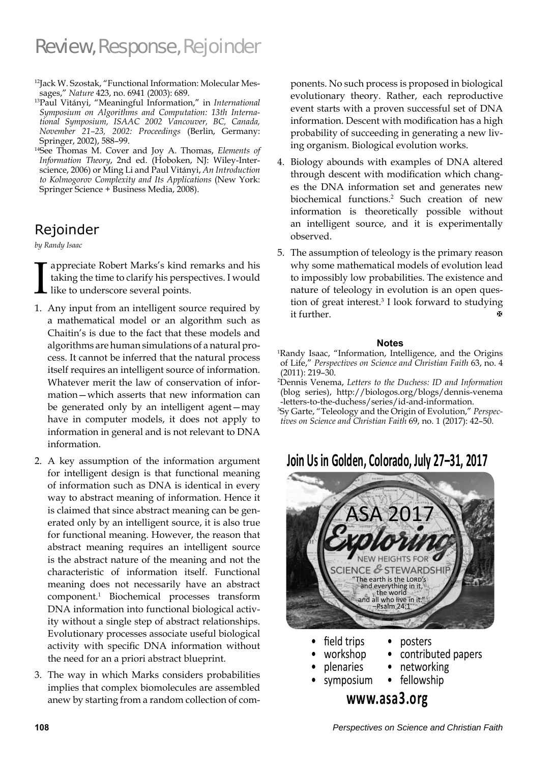[12]Jack W. Szostak, “Functional Information: Molecular Messages,” *Nature* 423, no. 6941 (2003): 689.

[13]Paul Vitányi, “Meaningful Information,” in *International Symposium on Algorithms and Computation: 13th International Symposium, ISAAC 2002 Vancouver, BC, Canada, November 21–23, 2002: Proceedings* (Berlin, Germany: Springer, 2002), 588–99.

[14]See Thomas M. Cover and Joy A. Thomas, *Elements of Information Theory*, 2nd ed. (Hoboken, NJ: Wiley-Interscience, 2006) or Ming Li and Paul Vitányi, *An Introduction to Kolmogorov Complexity and Its Applications* (New York: Springer Science + Business Media, 2008).

## Rejoinder

*by Randy Isaac*

I appreciate Robert Marks's kind remarks and his taking the time to clarify his perspectives. I would like to underscore several points.

1. Any input from an intelligent source required by a mathematical model or an algorithm such as Chaitin's is due to the fact that these models and algorithms are human simulations of a natural process. It cannot be inferred that the natural process itself requires an intelligent source of information. Whatever merit the law of conservation of information—which asserts that new information can be generated only by an intelligent agent—may have in computer models, it does not apply to information in general and is not relevant to DNA information.

2. A key assumption of the information argument for intelligent design is that functional meaning of information such as DNA is identical in every way to abstract meaning of information. Hence it is claimed that since abstract meaning can be generated only by an intelligent source, it is also true for functional meaning. However, the reason that abstract meaning requires an intelligent source is the abstract nature of the meaning and not the characteristic of information itself. Functional meaning does not necessarily have an abstract component.[1] Biochemical processes transform DNA information into functional biological activity without a single step of abstract relationships. Evolutionary processes associate useful biological activity with specific DNA information without the need for an a priori abstract blueprint.

3. The way in which Marks considers probabilities implies that complex biomolecules are assembled anew by starting from a random collection of components. No such process is proposed in biological evolutionary theory. Rather, each reproductive event starts with a proven successful set of DNA information. Descent with modification has a high probability of succeeding in generating a new living organism. Biological evolution works.

4. Biology abounds with examples of DNA altered through descent with modification which changes the DNA information set and generates new biochemical functions.[2] Such creation of new information is theoretically possible without an intelligent source, and it is experimentally observed.

5. The assumption of teleology is the primary reason why some mathematical models of evolution lead to impossibly low probabilities. The existence and nature of teleology in evolution is an open question of great interest.[3] I look forward to studying it further. ✠

### Notes

[1]Randy Isaac, “Information, Intelligence, and the Origins of Life,” *Perspectives on Science and Christian Faith* 63, no. 4 (2011): 219–30.

[2]Dennis Venema, *Letters to the Duchess: ID and Information* (blog series), http://biologos.org/blogs/dennis-venema-letters-to-the-duchess/series/id-and-information.

[3]Sy Garte, “Teleology and the Origin of Evolution,” *Perspectives on Science and Christian Faith* 69, no. 1 (2017): 42–50.

**Join Us in Golden, Colorado, July 27–31, 2017**

ASA 2017

Exploring New Heights for Science & Stewardship

“The earth is the LORD's and everything in it, the world and all who live in it.” —Psalm 24:1

- field trips
- workshop
- plenaries
- symposium
- posters
- contributed papers
- networking
- fellowship

**www.asa3.org**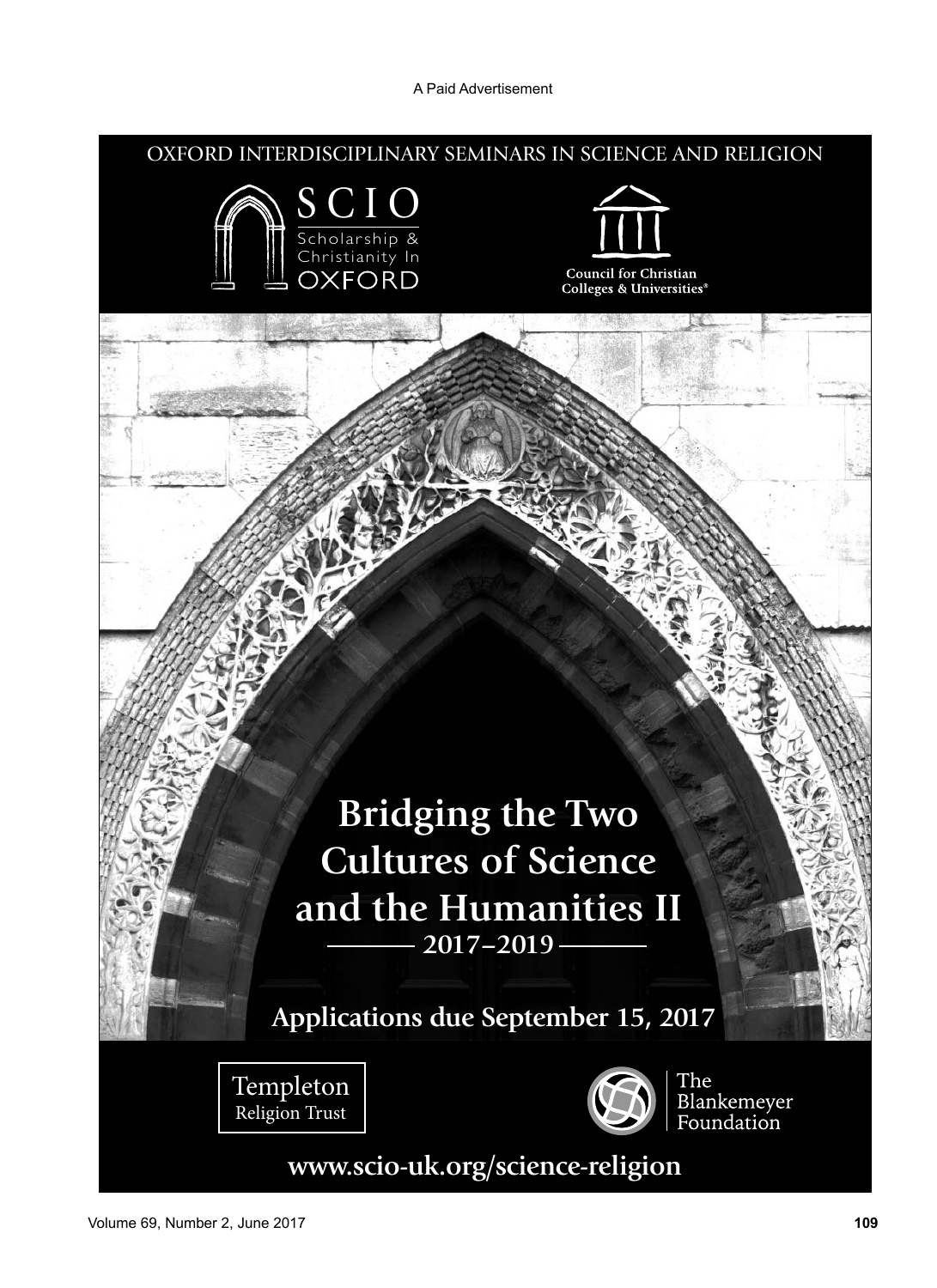A Paid Advertisement

OXFORD INTERDISCIPLINARY SEMINARS IN SCIENCE AND RELIGION

SCIO

Scholarship & Christianity In OXFORD

Council for Christian Colleges & Universities®

# Bridging the Two Cultures of Science and the Humanities II

2017–2019

**Applications due September 15, 2017**

Templeton Religion Trust

The Blankemeyer Foundation

**www.scio-uk.org/science-religion**